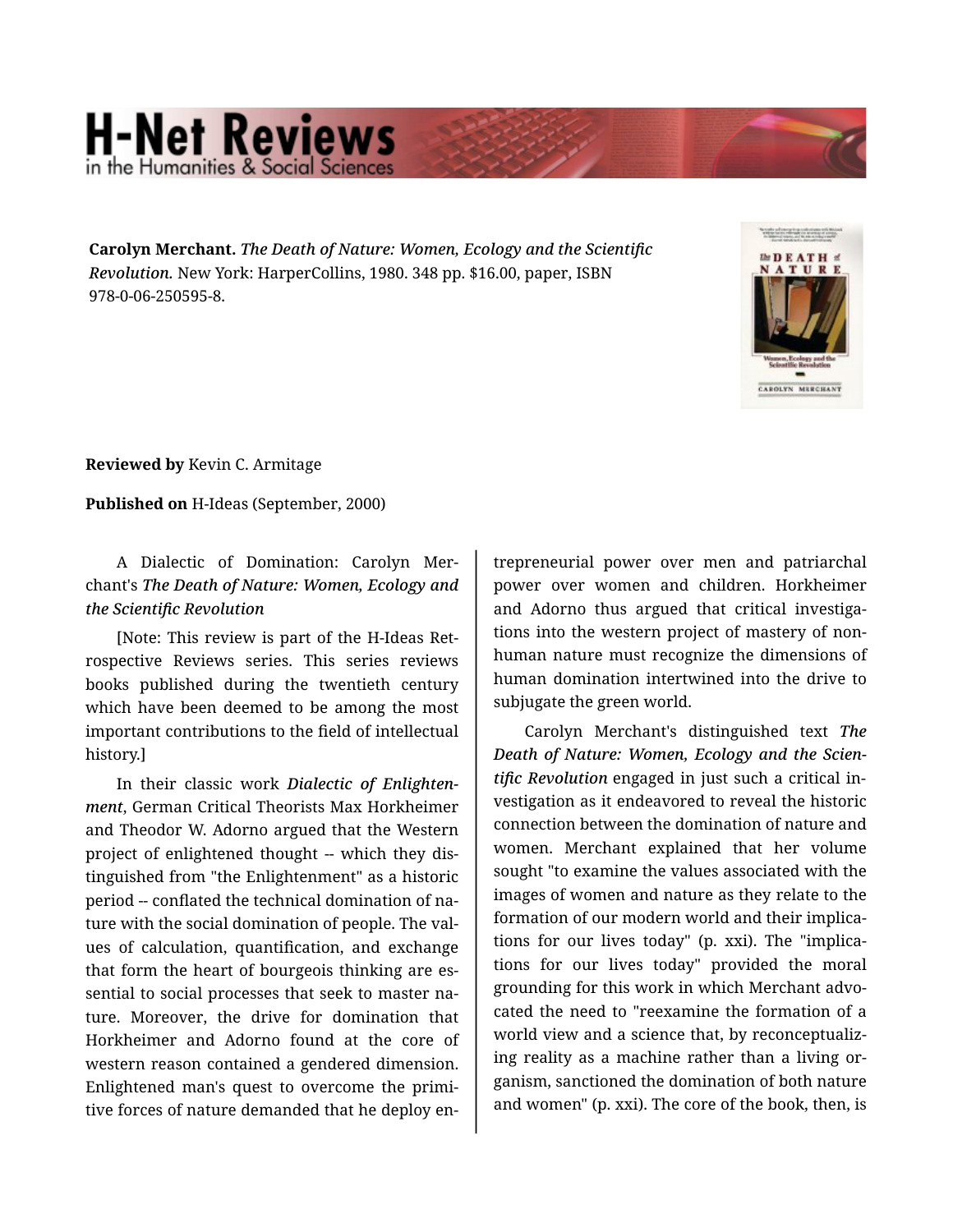**Carolyn Merchant.** *The Death of Nature: Women, Ecology and the Scientific Revolution.* New York: HarperCollins, 1980. 348 pp. $16.00, paper, ISBN 978-0-06-250595-8.

**Reviewed by** Kevin C. Armitage

**Published on** H-Ideas (September, 2000)

A Dialectic of Domination: Carolyn Merchant's *The Death of Nature: Women, Ecology and the Scientific Revolution*

[Note: This review is part of the H-Ideas Retrospective Reviews series. This series reviews books published during the twentieth century which have been deemed to be among the most important contributions to the field of intellectual history.]

In their classic work *Dialectic of Enlightenment*, German Critical Theorists Max Horkheimer and Theodor W. Adorno argued that the Western project of enlightened thought -- which they distinguished from "the Enlightenment" as a historic period -- conflated the technical domination of nature with the social domination of people. The values of calculation, quantification, and exchange that form the heart of bourgeois thinking are essential to social processes that seek to master nature. Moreover, the drive for domination that Horkheimer and Adorno found at the core of western reason contained a gendered dimension. Enlightened man's quest to overcome the primitive forces of nature demanded that he deploy entrepreneurial power over men and patriarchal power over women and children. Horkheimer and Adorno thus argued that critical investigations into the western project of mastery of nonhuman nature must recognize the dimensions of human domination intertwined into the drive to subjugate the green world.

Carolyn Merchant's distinguished text *The Death of Nature: Women, Ecology and the Scientific Revolution* engaged in just such a critical investigation as it endeavored to reveal the historic connection between the domination of nature and women. Merchant explained that her volume sought "to examine the values associated with the images of women and nature as they relate to the formation of our modern world and their implications for our lives today" (p. xxi). The "implications for our lives today" provided the moral grounding for this work in which Merchant advocated the need to "reexamine the formation of a world view and a science that, by reconceptualizing reality as a machine rather than a living organism, sanctioned the domination of both nature and women" (p. xxi). The core of the book, then, is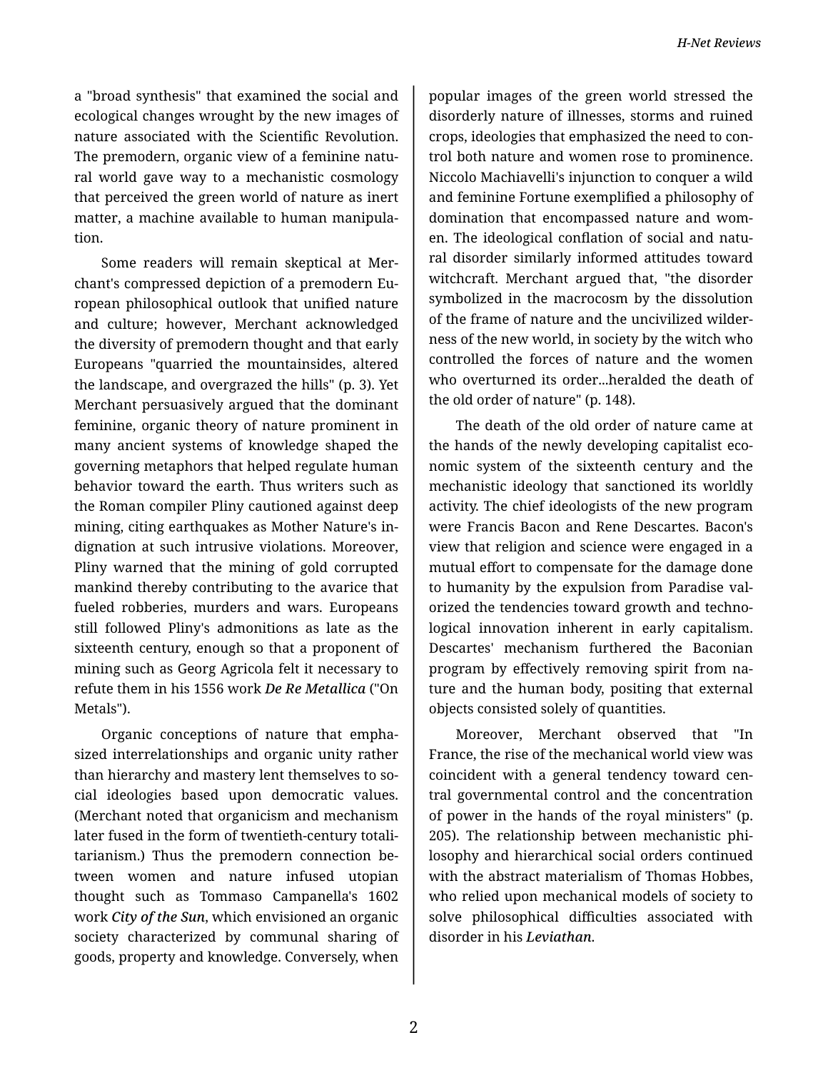a "broad synthesis" that examined the social and ecological changes wrought by the new images of nature associated with the Scientific Revolution. The premodern, organic view of a feminine natural world gave way to a mechanistic cosmology that perceived the green world of nature as inert matter, a machine available to human manipulation.

Some readers will remain skeptical at Merchant's compressed depiction of a premodern European philosophical outlook that unified nature and culture; however, Merchant acknowledged the diversity of premodern thought and that early Europeans "quarried the mountainsides, altered the landscape, and overgrazed the hills" (p. 3). Yet Merchant persuasively argued that the dominant feminine, organic theory of nature prominent in many ancient systems of knowledge shaped the governing metaphors that helped regulate human behavior toward the earth. Thus writers such as the Roman compiler Pliny cautioned against deep mining, citing earthquakes as Mother Nature's indignation at such intrusive violations. Moreover, Pliny warned that the mining of gold corrupted mankind thereby contributing to the avarice that fueled robberies, murders and wars. Europeans still followed Pliny's admonitions as late as the sixteenth century, enough so that a proponent of mining such as Georg Agricola felt it necessary to refute them in his 1556 work ***De Re Metallica*** ("On Metals").

Organic conceptions of nature that emphasized interrelationships and organic unity rather than hierarchy and mastery lent themselves to social ideologies based upon democratic values. (Merchant noted that organicism and mechanism later fused in the form of twentieth-century totalitarianism.) Thus the premodern connection between women and nature infused utopian thought such as Tommaso Campanella's 1602 work ***City of the Sun***, which envisioned an organic society characterized by communal sharing of goods, property and knowledge. Conversely, when popular images of the green world stressed the disorderly nature of illnesses, storms and ruined crops, ideologies that emphasized the need to control both nature and women rose to prominence. Niccolo Machiavelli's injunction to conquer a wild and feminine Fortune exemplified a philosophy of domination that encompassed nature and women. The ideological conflation of social and natural disorder similarly informed attitudes toward witchcraft. Merchant argued that, "the disorder symbolized in the macrocosm by the dissolution of the frame of nature and the uncivilized wilderness of the new world, in society by the witch who controlled the forces of nature and the women who overturned its order...heralded the death of the old order of nature" (p. 148).

The death of the old order of nature came at the hands of the newly developing capitalist economic system of the sixteenth century and the mechanistic ideology that sanctioned its worldly activity. The chief ideologists of the new program were Francis Bacon and Rene Descartes. Bacon's view that religion and science were engaged in a mutual effort to compensate for the damage done to humanity by the expulsion from Paradise valorized the tendencies toward growth and technological innovation inherent in early capitalism. Descartes' mechanism furthered the Baconian program by effectively removing spirit from nature and the human body, positing that external objects consisted solely of quantities.

Moreover, Merchant observed that "In France, the rise of the mechanical world view was coincident with a general tendency toward central governmental control and the concentration of power in the hands of the royal ministers" (p. 205). The relationship between mechanistic philosophy and hierarchical social orders continued with the abstract materialism of Thomas Hobbes, who relied upon mechanical models of society to solve philosophical difficulties associated with disorder in his ***Leviathan***.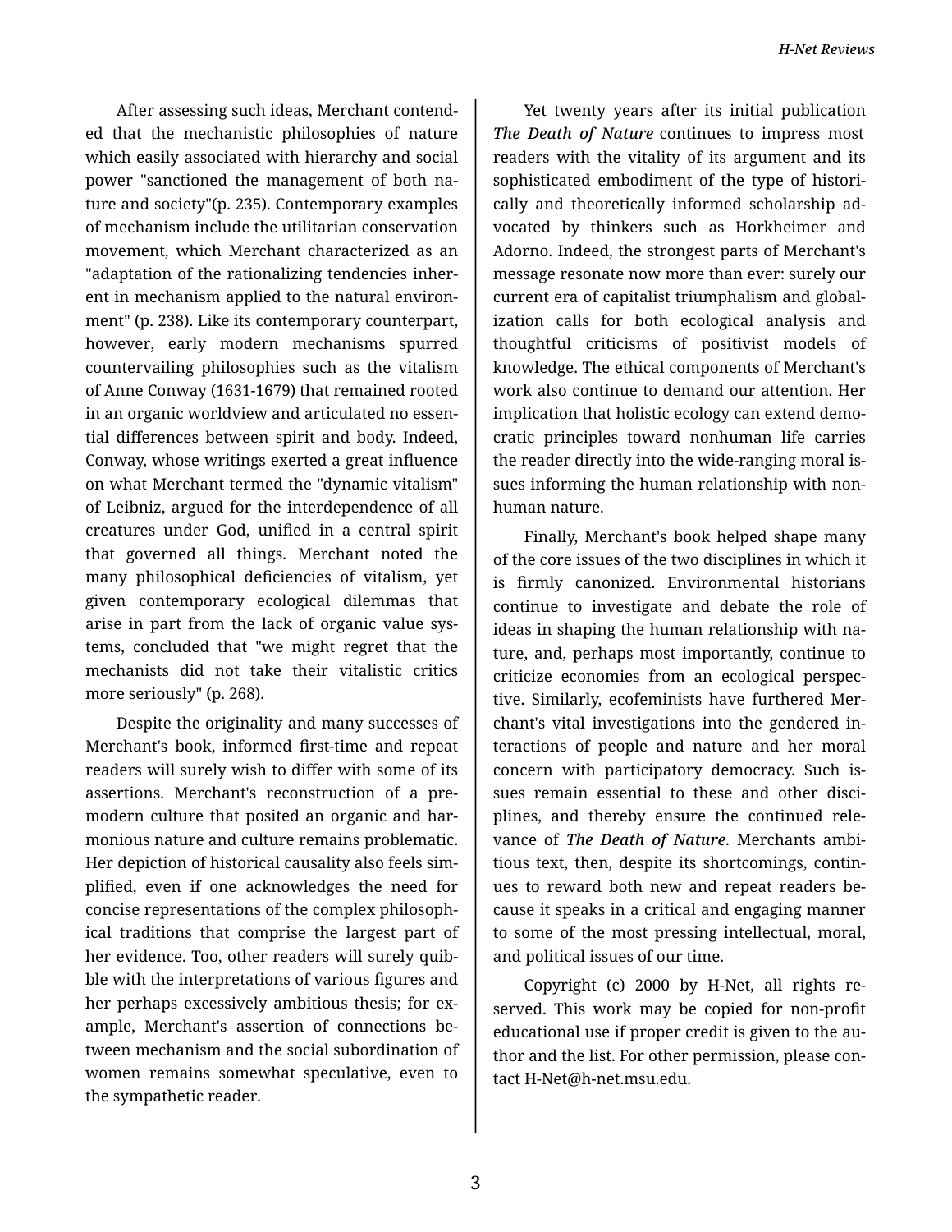After assessing such ideas, Merchant contended that the mechanistic philosophies of nature which easily associated with hierarchy and social power "sanctioned the management of both nature and society"(p. 235). Contemporary examples of mechanism include the utilitarian conservation movement, which Merchant characterized as an "adaptation of the rationalizing tendencies inherent in mechanism applied to the natural environment" (p. 238). Like its contemporary counterpart, however, early modern mechanisms spurred countervailing philosophies such as the vitalism of Anne Conway (1631-1679) that remained rooted in an organic worldview and articulated no essential differences between spirit and body. Indeed, Conway, whose writings exerted a great influence on what Merchant termed the "dynamic vitalism" of Leibniz, argued for the interdependence of all creatures under God, unified in a central spirit that governed all things. Merchant noted the many philosophical deficiencies of vitalism, yet given contemporary ecological dilemmas that arise in part from the lack of organic value systems, concluded that "we might regret that the mechanists did not take their vitalistic critics more seriously" (p. 268).

Despite the originality and many successes of Merchant's book, informed first-time and repeat readers will surely wish to differ with some of its assertions. Merchant's reconstruction of a premodern culture that posited an organic and harmonious nature and culture remains problematic. Her depiction of historical causality also feels simplified, even if one acknowledges the need for concise representations of the complex philosophical traditions that comprise the largest part of her evidence. Too, other readers will surely quibble with the interpretations of various figures and her perhaps excessively ambitious thesis; for example, Merchant's assertion of connections between mechanism and the social subordination of women remains somewhat speculative, even to the sympathetic reader.

Yet twenty years after its initial publication ***The Death of Nature*** continues to impress most readers with the vitality of its argument and its sophisticated embodiment of the type of historically and theoretically informed scholarship advocated by thinkers such as Horkheimer and Adorno. Indeed, the strongest parts of Merchant's message resonate now more than ever: surely our current era of capitalist triumphalism and globalization calls for both ecological analysis and thoughtful criticisms of positivist models of knowledge. The ethical components of Merchant's work also continue to demand our attention. Her implication that holistic ecology can extend democratic principles toward nonhuman life carries the reader directly into the wide-ranging moral issues informing the human relationship with nonhuman nature.

Finally, Merchant's book helped shape many of the core issues of the two disciplines in which it is firmly canonized. Environmental historians continue to investigate and debate the role of ideas in shaping the human relationship with nature, and, perhaps most importantly, continue to criticize economies from an ecological perspective. Similarly, ecofeminists have furthered Merchant's vital investigations into the gendered interactions of people and nature and her moral concern with participatory democracy. Such issues remain essential to these and other disciplines, and thereby ensure the continued relevance of ***The Death of Nature***. Merchants ambitious text, then, despite its shortcomings, continues to reward both new and repeat readers because it speaks in a critical and engaging manner to some of the most pressing intellectual, moral, and political issues of our time.

Copyright (c) 2000 by H-Net, all rights reserved. This work may be copied for non-profit educational use if proper credit is given to the author and the list. For other permission, please contact H-Net@h-net.msu.edu.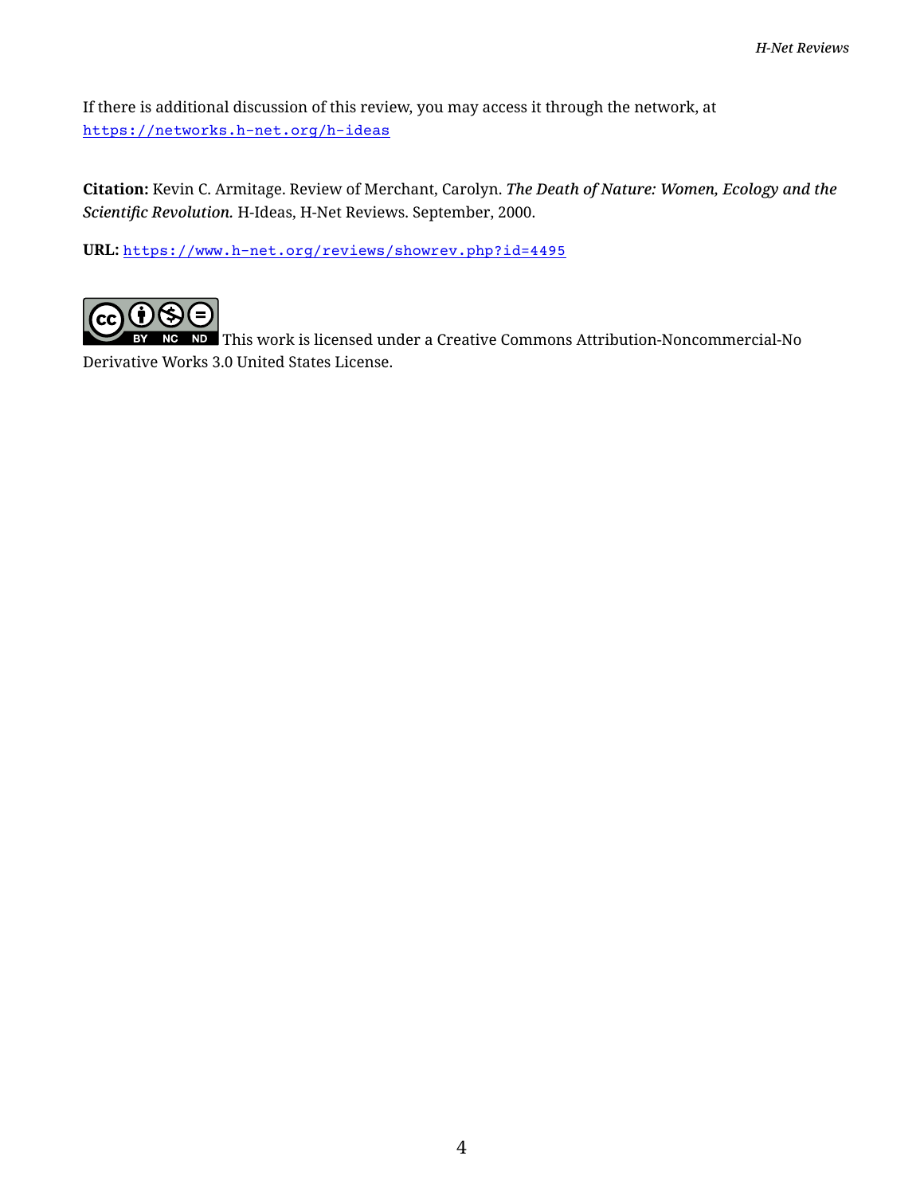If there is additional discussion of this review, you may access it through the network, at https://networks.h-net.org/h-ideas

**Citation:** Kevin C. Armitage. Review of Merchant, Carolyn. *The Death of Nature: Women, Ecology and the Scientific Revolution.* H-Ideas, H-Net Reviews. September, 2000.

**URL:** https://www.h-net.org/reviews/showrev.php?id=4495

This work is licensed under a Creative Commons Attribution-Noncommercial-No Derivative Works 3.0 United States License.